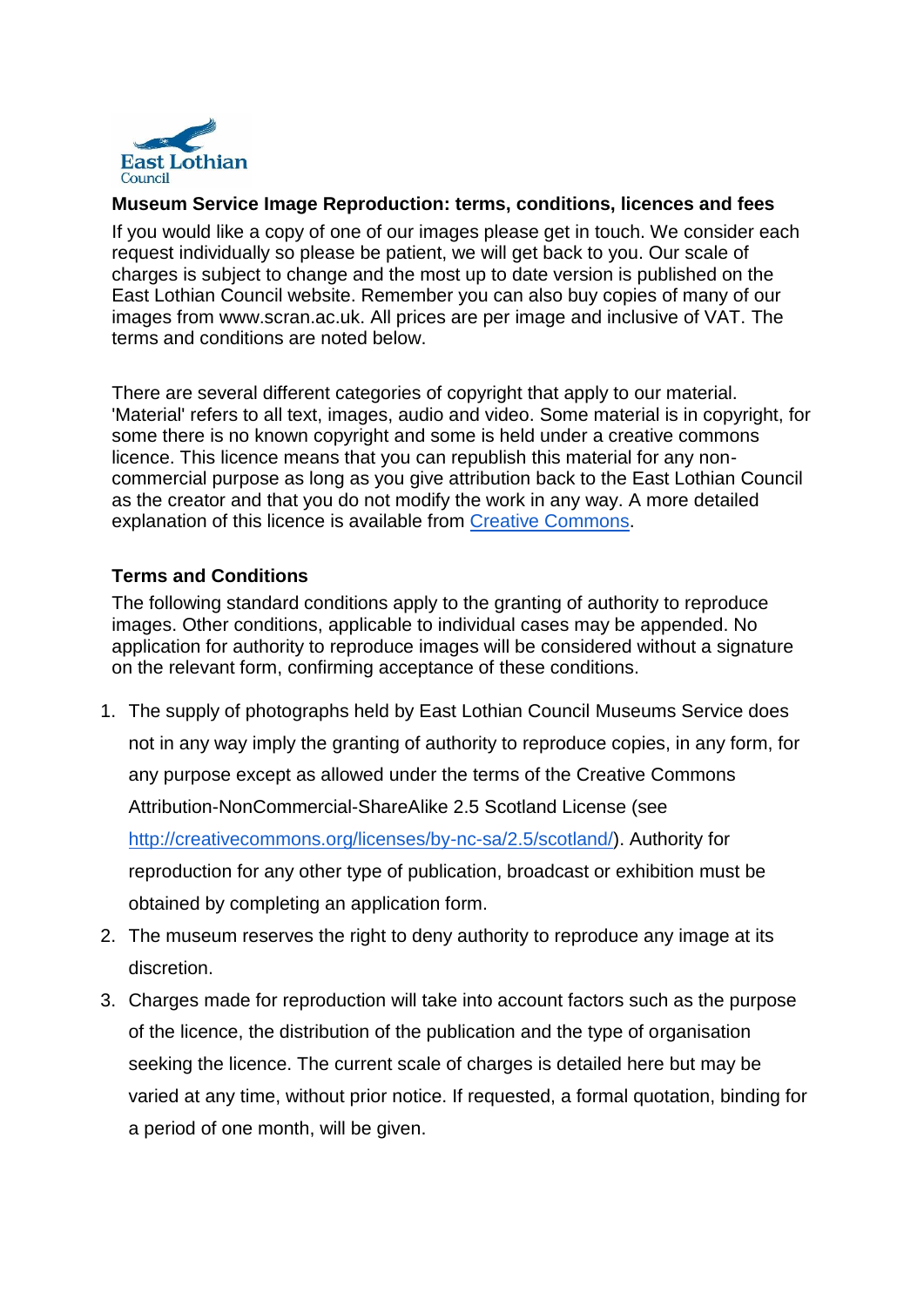East Lothian Council

**Museum Service Image Reproduction: terms, conditions, licences and fees**

If you would like a copy of one of our images please get in touch. We consider each request individually so please be patient, we will get back to you. Our scale of charges is subject to change and the most up to date version is published on the East Lothian Council website. Remember you can also buy copies of many of our images from www.scran.ac.uk. All prices are per image and inclusive of VAT. The terms and conditions are noted below.

There are several different categories of copyright that apply to our material. 'Material' refers to all text, images, audio and video. Some material is in copyright, for some there is no known copyright and some is held under a creative commons licence. This licence means that you can republish this material for any non-commercial purpose as long as you give attribution back to the East Lothian Council as the creator and that you do not modify the work in any way. A more detailed explanation of this licence is available from [Creative Commons](Creative Commons).

**Terms and Conditions**

The following standard conditions apply to the granting of authority to reproduce images. Other conditions, applicable to individual cases may be appended. No application for authority to reproduce images will be considered without a signature on the relevant form, confirming acceptance of these conditions.

1. The supply of photographs held by East Lothian Council Museums Service does not in any way imply the granting of authority to reproduce copies, in any form, for any purpose except as allowed under the terms of the Creative Commons Attribution-NonCommercial-ShareAlike 2.5 Scotland License (see http://creativecommons.org/licenses/by-nc-sa/2.5/scotland/). Authority for reproduction for any other type of publication, broadcast or exhibition must be obtained by completing an application form.
2. The museum reserves the right to deny authority to reproduce any image at its discretion.
3. Charges made for reproduction will take into account factors such as the purpose of the licence, the distribution of the publication and the type of organisation seeking the licence. The current scale of charges is detailed here but may be varied at any time, without prior notice. If requested, a formal quotation, binding for a period of one month, will be given.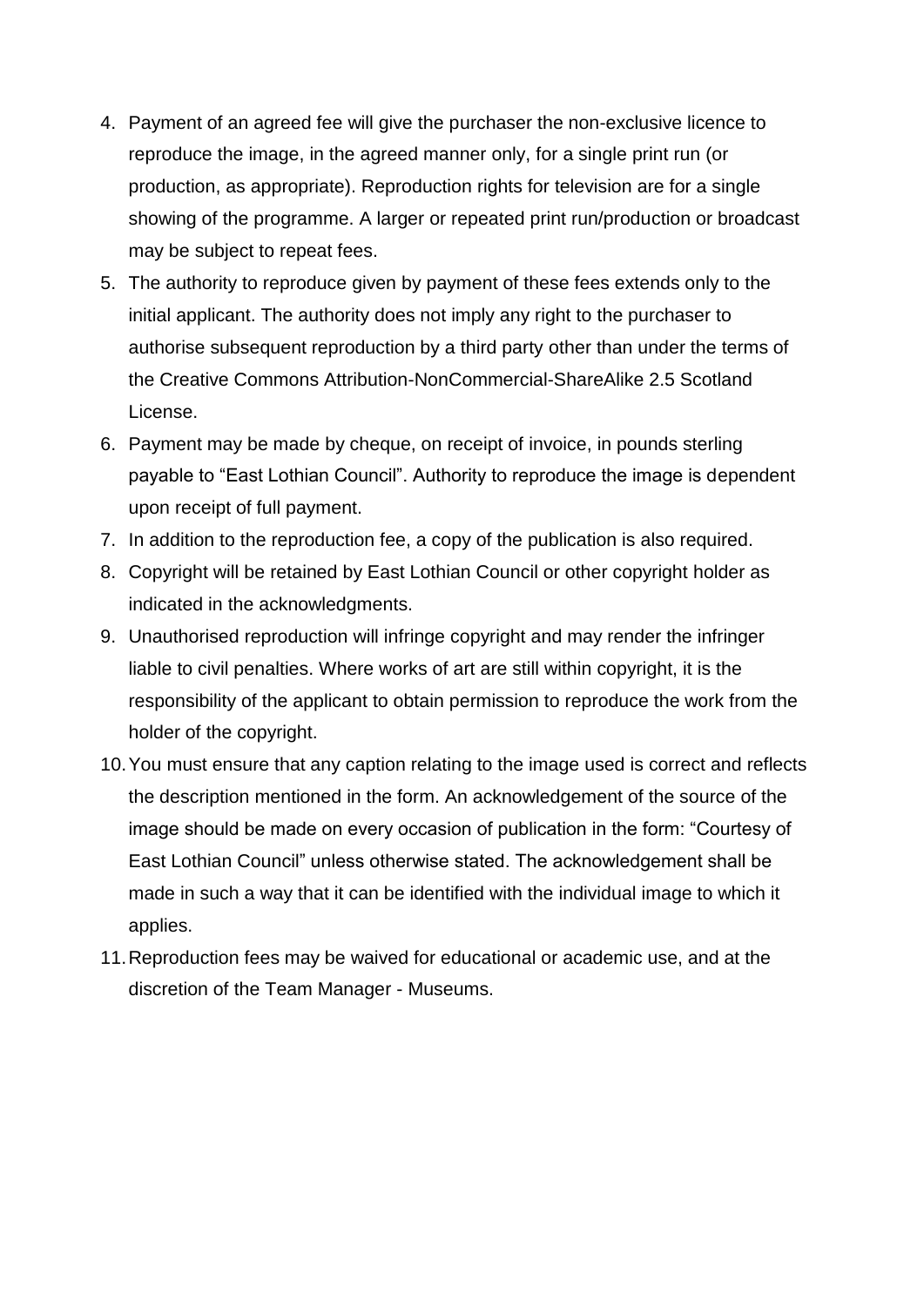4. Payment of an agreed fee will give the purchaser the non-exclusive licence to reproduce the image, in the agreed manner only, for a single print run (or production, as appropriate). Reproduction rights for television are for a single showing of the programme. A larger or repeated print run/production or broadcast may be subject to repeat fees.
5. The authority to reproduce given by payment of these fees extends only to the initial applicant. The authority does not imply any right to the purchaser to authorise subsequent reproduction by a third party other than under the terms of the Creative Commons Attribution-NonCommercial-ShareAlike 2.5 Scotland License.
6. Payment may be made by cheque, on receipt of invoice, in pounds sterling payable to “East Lothian Council”. Authority to reproduce the image is dependent upon receipt of full payment.
7. In addition to the reproduction fee, a copy of the publication is also required.
8. Copyright will be retained by East Lothian Council or other copyright holder as indicated in the acknowledgments.
9. Unauthorised reproduction will infringe copyright and may render the infringer liable to civil penalties. Where works of art are still within copyright, it is the responsibility of the applicant to obtain permission to reproduce the work from the holder of the copyright.
10. You must ensure that any caption relating to the image used is correct and reflects the description mentioned in the form. An acknowledgement of the source of the image should be made on every occasion of publication in the form: “Courtesy of East Lothian Council” unless otherwise stated. The acknowledgement shall be made in such a way that it can be identified with the individual image to which it applies.
11. Reproduction fees may be waived for educational or academic use, and at the discretion of the Team Manager - Museums.